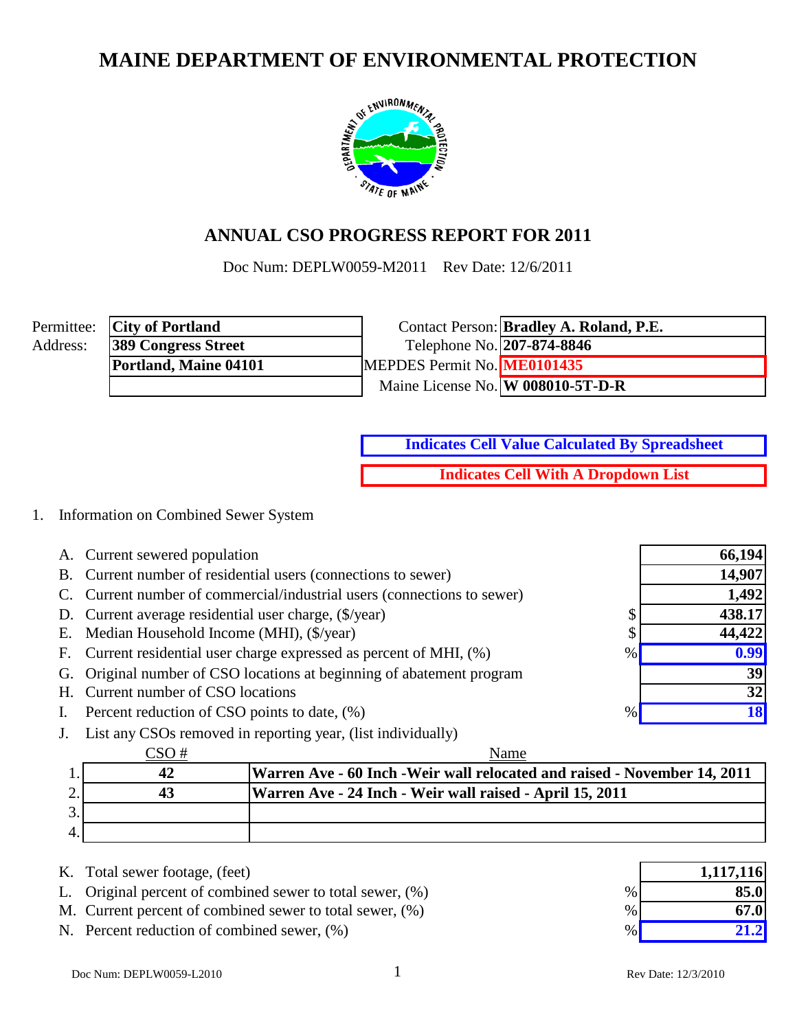# MAINE DEPARTMENT OF ENVIRONMENTAL PROTECTION

## ANNUAL CSO PROGRESS REPORT FOR 2011

Doc Num: DEPLW0059-M2011 Rev Date: 12/6/2011

| | | | |
|---|---|---|---|
| Permittee: | **City of Portland** | Contact Person: | **Bradley A. Roland, P.E.** |
| Address: | **389 Congress Street** | Telephone No. | **207-874-8846** |
| | **Portland, Maine 04101** | MEPDES Permit No. | **ME0101435** |
| | | Maine License No. | **W 008010-5T-D-R** |

**Indicates Cell Value Calculated By Spreadsheet**

**Indicates Cell With A Dropdown List**

1. Information on Combined Sewer System

| | | | |
|---|---|---|---|
| A. | Current sewered population | | **66,194** |
| B. | Current number of residential users (connections to sewer) | | **14,907** |
| C. | Current number of commercial/industrial users (connections to sewer) | | **1,492** |
| D. | Current average residential user charge, ($/year) | $ | **438.17** |
| E. | Median Household Income (MHI), ($/year) | $ | **44,422** |
| F. | Current residential user charge expressed as percent of MHI, (%) | % | **0.99** |
| G. | Original number of CSO locations at beginning of abatement program | | **39** |
| H. | Current number of CSO locations | | **32** |
| I. | Percent reduction of CSO points to date, (%) | % | **18** |

J. List any CSOs removed in reporting year, (list individually)

| | CSO # | Name |
|---|---|---|
| 1. | **42** | **Warren Ave - 60 Inch -Weir wall relocated and raised - November 14, 2011** |
| 2. | **43** | **Warren Ave - 24 Inch - Weir wall raised - April 15, 2011** |
| 3. | | |
| 4. | | |

| | | | |
|---|---|---|---|
| K. | Total sewer footage, (feet) | | **1,117,116** |
| L. | Original percent of combined sewer to total sewer, (%) | % | **85.0** |
| M. | Current percent of combined sewer to total sewer, (%) | % | **67.0** |
| N. | Percent reduction of combined sewer, (%) | % | **21.2** |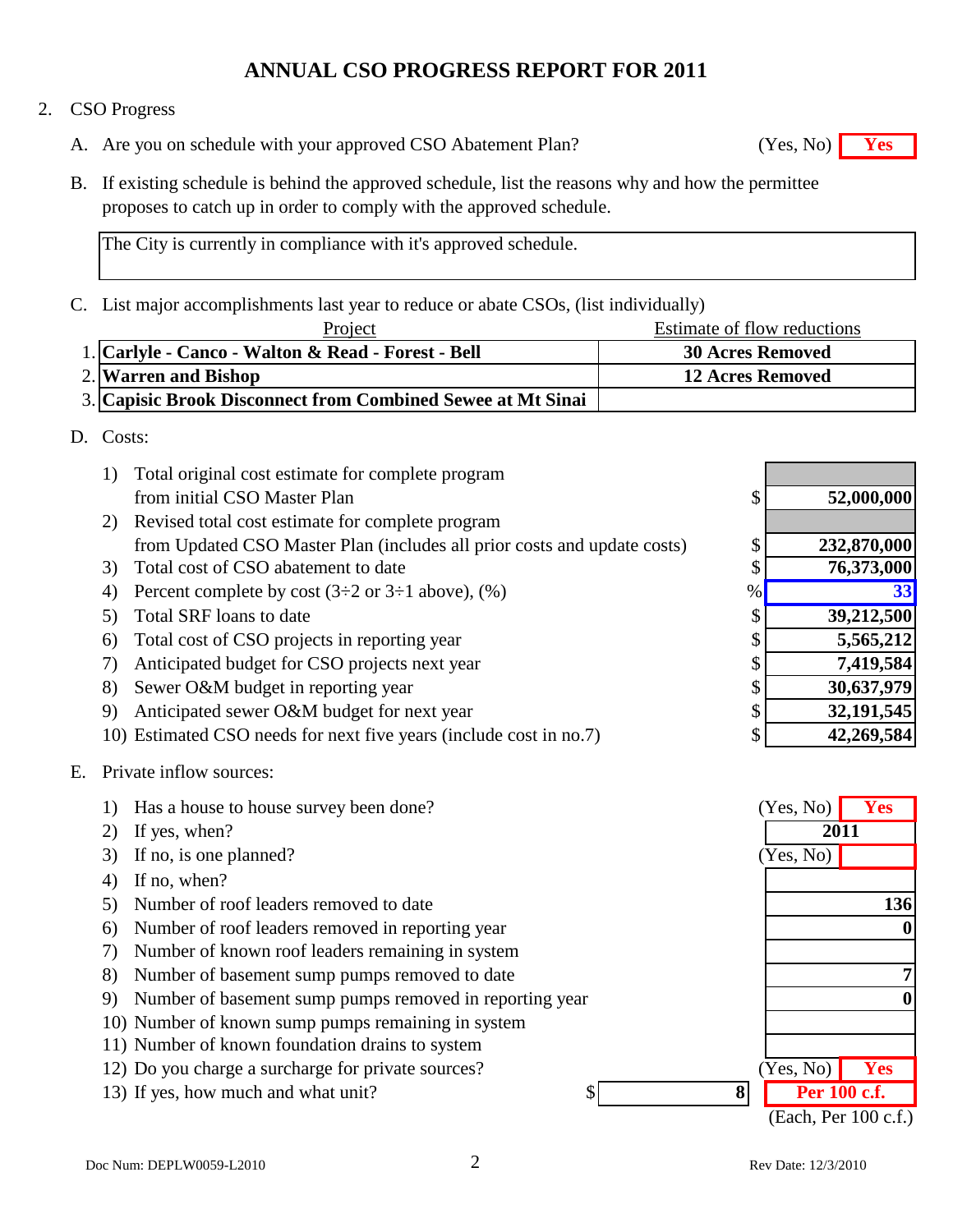# ANNUAL CSO PROGRESS REPORT FOR 2011

2. CSO Progress

A. Are you on schedule with your approved CSO Abatement Plan? (Yes, No) **Yes**

B. If existing schedule is behind the approved schedule, list the reasons why and how the permittee proposes to catch up in order to comply with the approved schedule.

The City is currently in compliance with it's approved schedule.

C. List major accomplishments last year to reduce or abate CSOs, (list individually)

| | Project | Estimate of flow reductions |
|---|---|---|
| 1. | **Carlyle - Canco - Walton & Read - Forest - Bell** | **30 Acres Removed** |
| 2. | **Warren and Bishop** | **12 Acres Removed** |
| 3. | **Capisic Brook Disconnect from Combined Sewee at Mt Sinai** | |

D. Costs:

| | | | |
|---|---|---|---|
| 1) | Total original cost estimate for complete program from initial CSO Master Plan | $ | 52,000,000 |
| 2) | Revised total cost estimate for complete program from Updated CSO Master Plan (includes all prior costs and update costs) | $ | 232,870,000 |
| 3) | Total cost of CSO abatement to date | $ | 76,373,000 |
| 4) | Percent complete by cost (3÷2 or 3÷1 above), (%) | % | 33 |
| 5) | Total SRF loans to date | $ | 39,212,500 |
| 6) | Total cost of CSO projects in reporting year | $ | 5,565,212 |
| 7) | Anticipated budget for CSO projects next year | $ | 7,419,584 |
| 8) | Sewer O&M budget in reporting year | $ | 30,637,979 |
| 9) | Anticipated sewer O&M budget for next year | $ | 32,191,545 |
| 10) | Estimated CSO needs for next five years (include cost in no.7) | $ | 42,269,584 |

E. Private inflow sources:

| | | | |
|---|---|---|---|
| 1) | Has a house to house survey been done? | (Yes, No) | **Yes** |
| 2) | If yes, when? | | 2011 |
| 3) | If no, is one planned? | (Yes, No) | |
| 4) | If no, when? | | |
| 5) | Number of roof leaders removed to date | | 136 |
| 6) | Number of roof leaders removed in reporting year | | 0 |
| 7) | Number of known roof leaders remaining in system | | |
| 8) | Number of basement sump pumps removed to date | | 7 |
| 9) | Number of basement sump pumps removed in reporting year | | 0 |
| 10) | Number of known sump pumps remaining in system | | |
| 11) | Number of known foundation drains to system | | |
| 12) | Do you charge a surcharge for private sources? | (Yes, No) | **Yes** |
| 13) | If yes, how much and what unit? | $ 8 | **Per 100 c.f.** (Each, Per 100 c.f.) |

Doc Num: DEPLW0059-L2010 Rev Date: 12/3/2010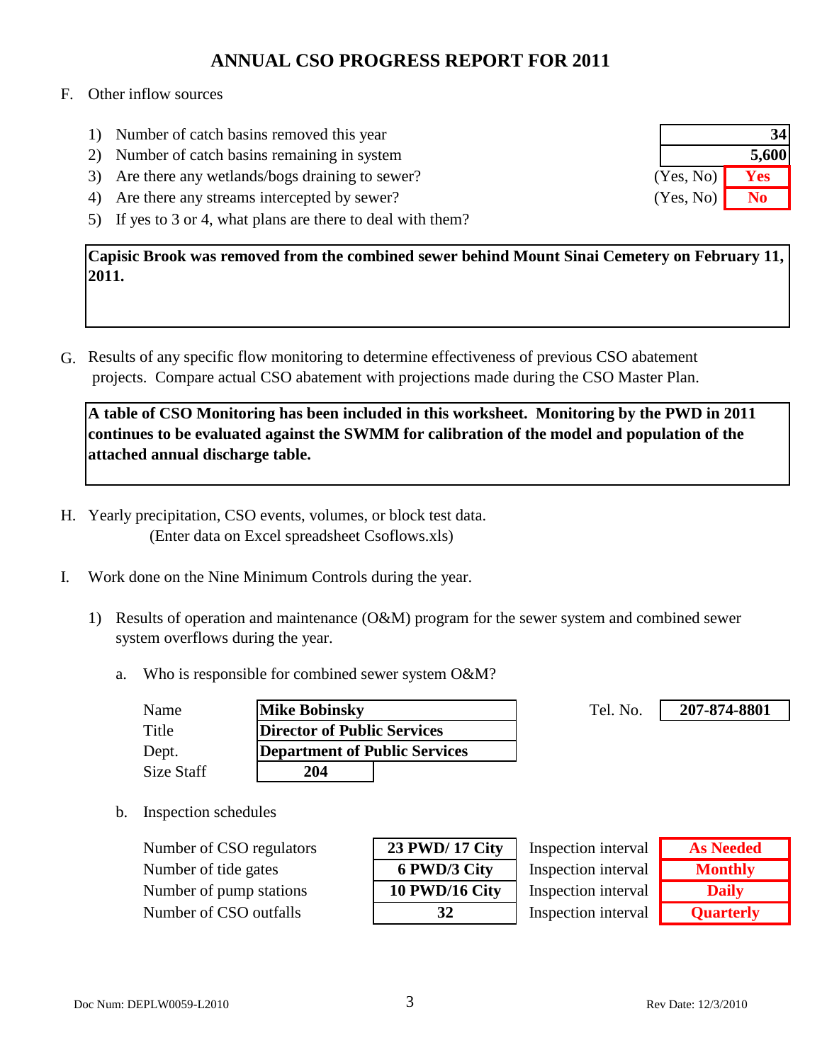# ANNUAL CSO PROGRESS REPORT FOR 2011

F. Other inflow sources

1) Number of catch basins removed this year — **34**
2) Number of catch basins remaining in system — **5,600**
3) Are there any wetlands/bogs draining to sewer? (Yes, No) — **Yes**
4) Are there any streams intercepted by sewer? (Yes, No) — **No**
5) If yes to 3 or 4, what plans are there to deal with them?

**Capisic Brook was removed from the combined sewer behind Mount Sinai Cemetery on February 11, 2011.**

G. Results of any specific flow monitoring to determine effectiveness of previous CSO abatement projects. Compare actual CSO abatement with projections made during the CSO Master Plan.

**A table of CSO Monitoring has been included in this worksheet. Monitoring by the PWD in 2011 continues to be evaluated against the SWMM for calibration of the model and population of the attached annual discharge table.**

H. Yearly precipitation, CSO events, volumes, or block test data.
(Enter data on Excel spreadsheet Csoflows.xls)

I. Work done on the Nine Minimum Controls during the year.

1) Results of operation and maintenance (O&M) program for the sewer system and combined sewer system overflows during the year.

a. Who is responsible for combined sewer system O&M?

| | |
|---|---|
| Name | **Mike Bobinsky** |
| Title | **Director of Public Services** |
| Dept. | **Department of Public Services** |
| Size Staff | **204** |
| Tel. No. | **207-874-8801** |

b. Inspection schedules

| | | | |
|---|---|---|---|
| Number of CSO regulators | **23 PWD/ 17 City** | Inspection interval | **As Needed** |
| Number of tide gates | **6 PWD/3 City** | Inspection interval | **Monthly** |
| Number of pump stations | **10 PWD/16 City** | Inspection interval | **Daily** |
| Number of CSO outfalls | **32** | Inspection interval | **Quarterly** |

Doc Num: DEPLW0059-L2010 Rev Date: 12/3/2010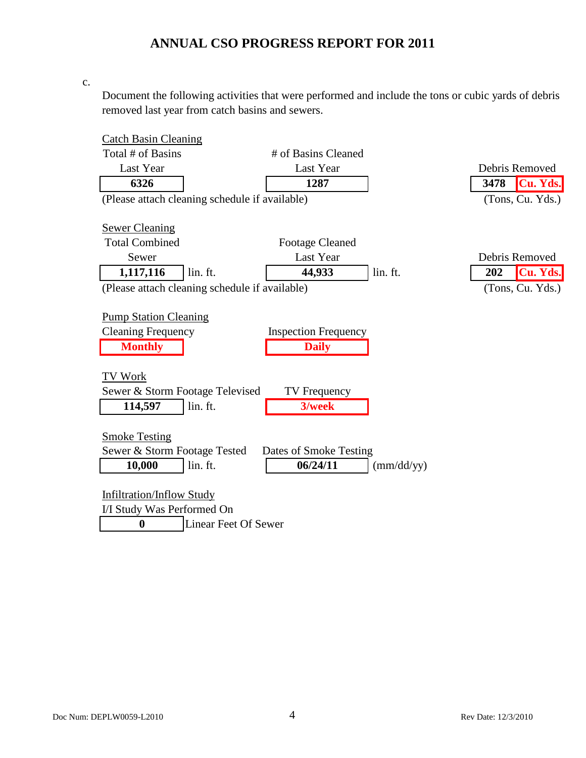# ANNUAL CSO PROGRESS REPORT FOR 2011

c.

Document the following activities that were performed and include the tons or cubic yards of debris removed last year from catch basins and sewers.

**Catch Basin Cleaning**

| Total # of Basins Last Year | # of Basins Cleaned Last Year | Debris Removed (Tons, Cu. Yds.) |
|---|---|---|
| **6326** | **1287** | **3478** **Cu. Yds.** |

(Please attach cleaning schedule if available)

**Sewer Cleaning**

| Total Combined Sewer | Footage Cleaned Last Year | Debris Removed (Tons, Cu. Yds.) |
|---|---|---|
| **1,117,116** lin. ft. | **44,933** lin. ft. | **202** **Cu. Yds.** |

(Please attach cleaning schedule if available)

**Pump Station Cleaning**

| Cleaning Frequency | Inspection Frequency |
|---|---|
| **Monthly** | **Daily** |

**TV Work**

| Sewer & Storm Footage Televised | TV Frequency |
|---|---|
| **114,597** lin. ft. | **3/week** |

**Smoke Testing**

| Sewer & Storm Footage Tested | Dates of Smoke Testing |
|---|---|
| **10,000** lin. ft. | **06/24/11** (mm/dd/yy) |

**Infiltration/Inflow Study**

I/I Study Was Performed On

**0** Linear Feet Of Sewer

Doc Num: DEPLW0059-L2010 | Rev Date: 12/3/2010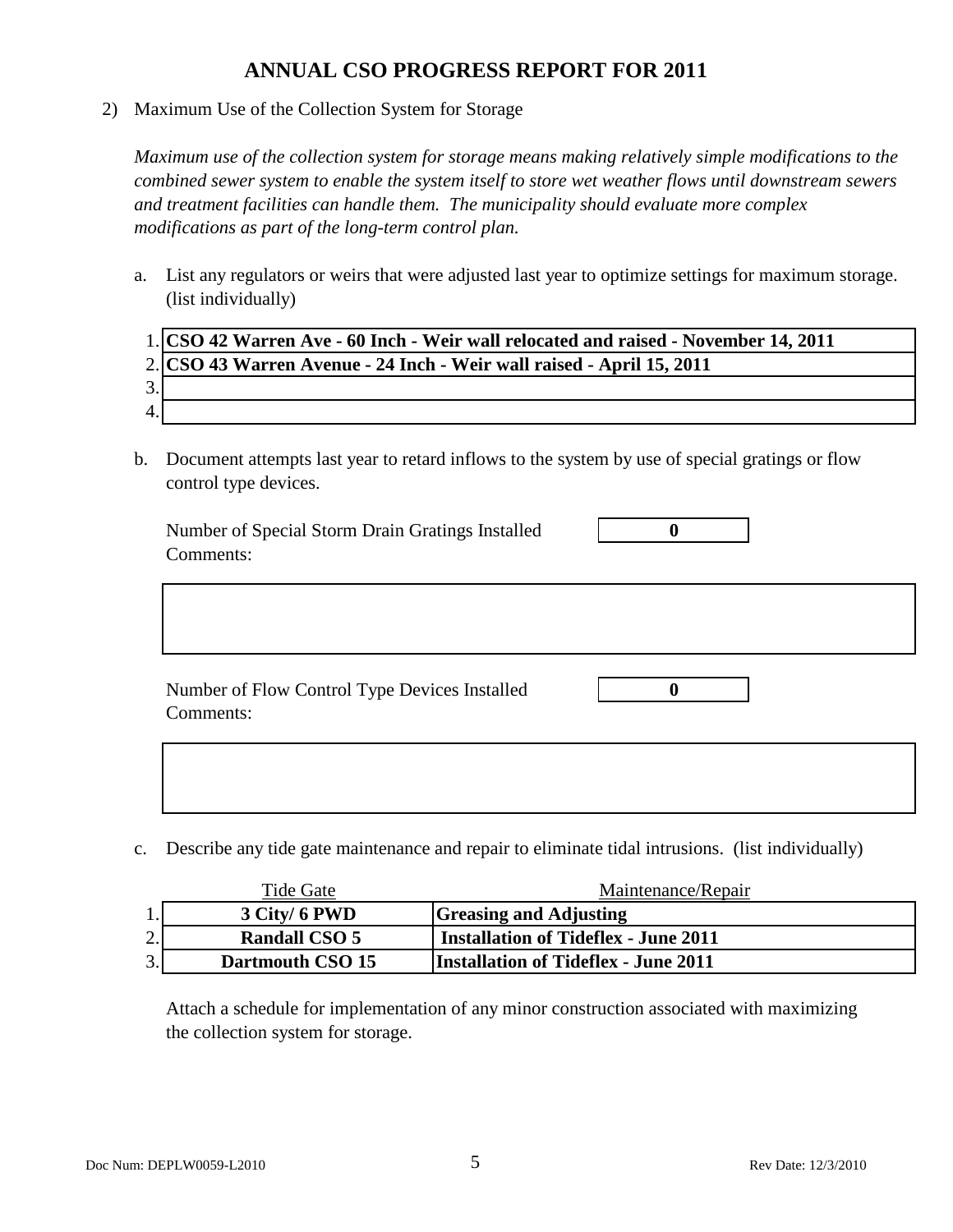# ANNUAL CSO PROGRESS REPORT FOR 2011

2) Maximum Use of the Collection System for Storage

*Maximum use of the collection system for storage means making relatively simple modifications to the combined sewer system to enable the system itself to store wet weather flows until downstream sewers and treatment facilities can handle them. The municipality should evaluate more complex modifications as part of the long-term control plan.*

a. List any regulators or weirs that were adjusted last year to optimize settings for maximum storage. (list individually)

| # | Regulator/Weir |
|---|---|
| 1. | **CSO 42 Warren Ave - 60 Inch - Weir wall relocated and raised - November 14, 2011** |
| 2. | **CSO 43 Warren Avenue - 24 Inch - Weir wall raised - April 15, 2011** |
| 3. | |
| 4. | |

b. Document attempts last year to retard inflows to the system by use of special gratings or flow control type devices.

Number of Special Storm Drain Gratings Installed: **0**

Comments:

Number of Flow Control Type Devices Installed: **0**

Comments:

c. Describe any tide gate maintenance and repair to eliminate tidal intrusions. (list individually)

| # | Tide Gate | Maintenance/Repair |
|---|---|---|
| 1. | **3 City/ 6 PWD** | **Greasing and Adjusting** |
| 2. | **Randall CSO 5** | **Installation of Tideflex - June 2011** |
| 3. | **Dartmouth CSO 15** | **Installation of Tideflex - June 2011** |

Attach a schedule for implementation of any minor construction associated with maximizing the collection system for storage.

Doc Num: DEPLW0059-L2010 Rev Date: 12/3/2010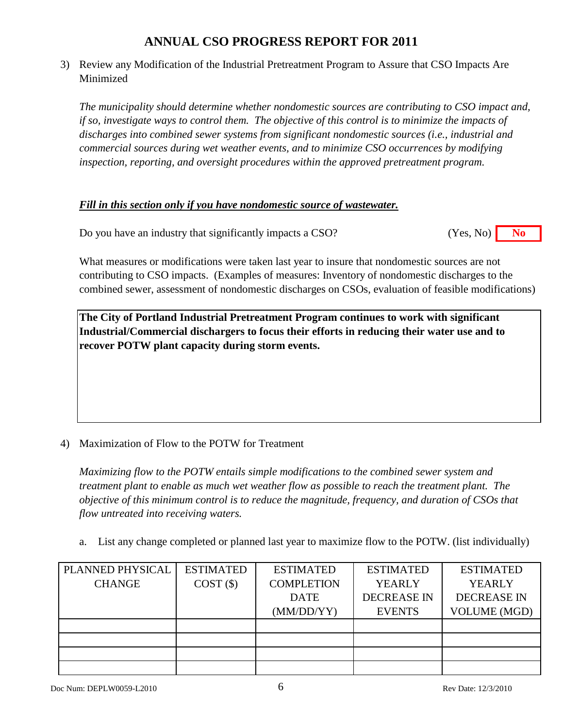# ANNUAL CSO PROGRESS REPORT FOR 2011

3) Review any Modification of the Industrial Pretreatment Program to Assure that CSO Impacts Are Minimized

   *The municipality should determine whether nondomestic sources are contributing to CSO impact and, if so, investigate ways to control them. The objective of this control is to minimize the impacts of discharges into combined sewer systems from significant nondomestic sources (i.e., industrial and commercial sources during wet weather events, and to minimize CSO occurrences by modifying inspection, reporting, and oversight procedures within the approved pretreatment program.*

   ***Fill in this section only if you have nondomestic source of wastewater.***

   Do you have an industry that significantly impacts a CSO? (Yes, No) **No**

   What measures or modifications were taken last year to insure that nondomestic sources are not contributing to CSO impacts. (Examples of measures: Inventory of nondomestic discharges to the combined sewer, assessment of nondomestic discharges on CSOs, evaluation of feasible modifications)

   **The City of Portland Industrial Pretreatment Program continues to work with significant Industrial/Commercial dischargers to focus their efforts in reducing their water use and to recover POTW plant capacity during storm events.**

4) Maximization of Flow to the POTW for Treatment

   *Maximizing flow to the POTW entails simple modifications to the combined sewer system and treatment plant to enable as much wet weather flow as possible to reach the treatment plant. The objective of this minimum control is to reduce the magnitude, frequency, and duration of CSOs that flow untreated into receiving waters.*

   a. List any change completed or planned last year to maximize flow to the POTW. (list individually)

| PLANNED PHYSICAL CHANGE | ESTIMATED COST ($) | ESTIMATED COMPLETION DATE (MM/DD/YY) | ESTIMATED YEARLY DECREASE IN EVENTS | ESTIMATED YEARLY DECREASE IN VOLUME (MGD) |
|---|---|---|---|---|
| | | | | |
| | | | | |
| | | | | |
| | | | | |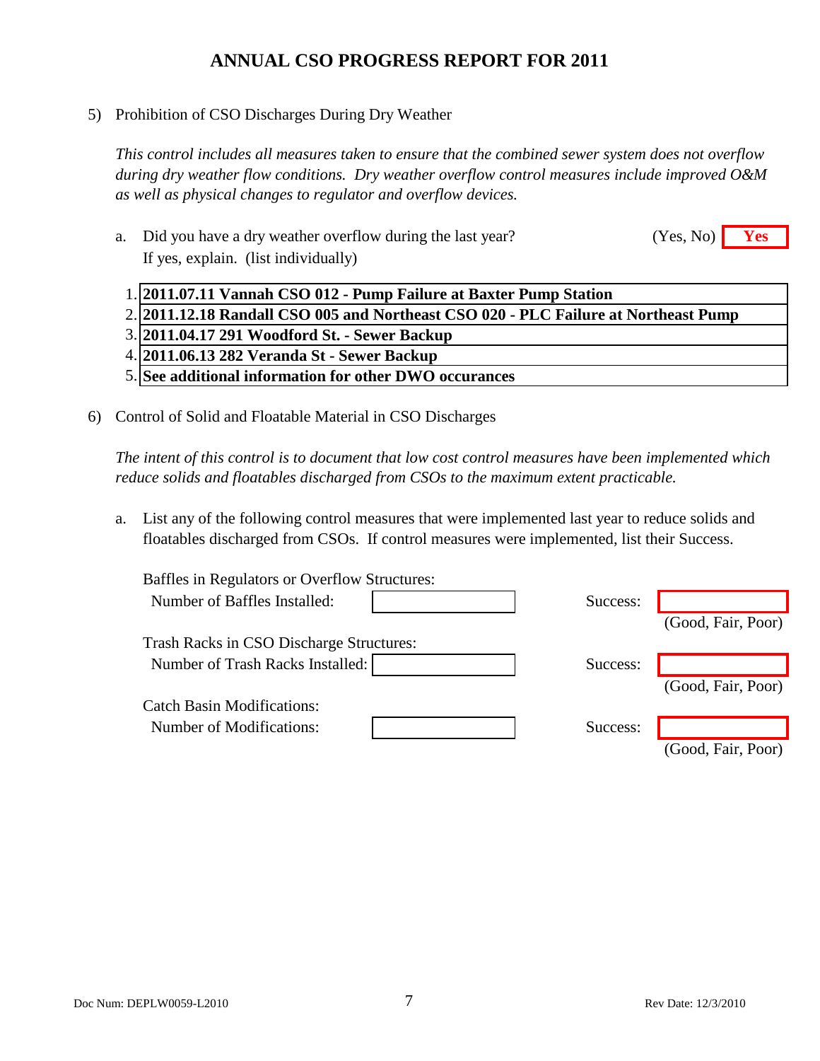# ANNUAL CSO PROGRESS REPORT FOR 2011

5) Prohibition of CSO Discharges During Dry Weather

*This control includes all measures taken to ensure that the combined sewer system does not overflow during dry weather flow conditions. Dry weather overflow control measures include improved O&M as well as physical changes to regulator and overflow devices.*

a. Did you have a dry weather overflow during the last year? (Yes, No) **Yes**
If yes, explain. (list individually)

1. **2011.07.11 Vannah CSO 012 - Pump Failure at Baxter Pump Station**
2. **2011.12.18 Randall CSO 005 and Northeast CSO 020 - PLC Failure at Northeast Pump**
3. **2011.04.17 291 Woodford St. - Sewer Backup**
4. **2011.06.13 282 Veranda St - Sewer Backup**
5. **See additional information for other DWO occurances**

6) Control of Solid and Floatable Material in CSO Discharges

*The intent of this control is to document that low cost control measures have been implemented which reduce solids and floatables discharged from CSOs to the maximum extent practicable.*

a. List any of the following control measures that were implemented last year to reduce solids and floatables discharged from CSOs. If control measures were implemented, list their Success.

Baffles in Regulators or Overflow Structures:
Number of Baffles Installed: ________ Success: ________ (Good, Fair, Poor)

Trash Racks in CSO Discharge Structures:
Number of Trash Racks Installed: ________ Success: ________ (Good, Fair, Poor)

Catch Basin Modifications:
Number of Modifications: ________ Success: ________ (Good, Fair, Poor)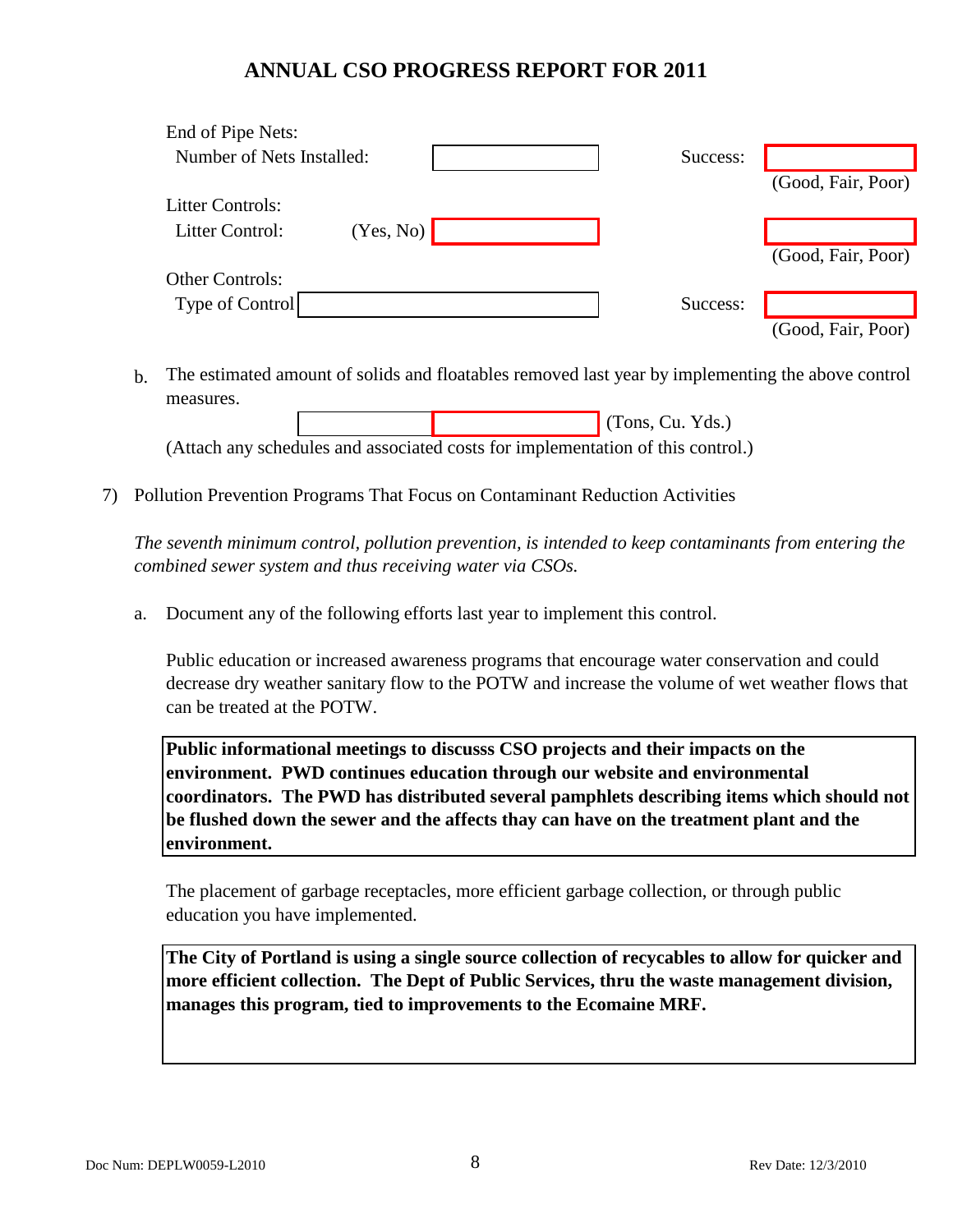# ANNUAL CSO PROGRESS REPORT FOR 2011

End of Pipe Nets:

Number of Nets Installed: ______ Success: ______ (Good, Fair, Poor)

Litter Controls:

Litter Control: (Yes, No) ______ ______ (Good, Fair, Poor)

Other Controls:

Type of Control ______ Success: ______ (Good, Fair, Poor)

b. The estimated amount of solids and floatables removed last year by implementing the above control measures.

______ ______ (Tons, Cu. Yds.)

(Attach any schedules and associated costs for implementation of this control.)

7) Pollution Prevention Programs That Focus on Contaminant Reduction Activities

*The seventh minimum control, pollution prevention, is intended to keep contaminants from entering the combined sewer system and thus receiving water via CSOs.*

a. Document any of the following efforts last year to implement this control.

Public education or increased awareness programs that encourage water conservation and could decrease dry weather sanitary flow to the POTW and increase the volume of wet weather flows that can be treated at the POTW.

**Public informational meetings to discusss CSO projects and their impacts on the environment. PWD continues education through our website and environmental coordinators. The PWD has distributed several pamphlets describing items which should not be flushed down the sewer and the affects thay can have on the treatment plant and the environment.**

The placement of garbage receptacles, more efficient garbage collection, or through public education you have implemented.

**The City of Portland is using a single source collection of recycables to allow for quicker and more efficient collection. The Dept of Public Services, thru the waste management division, manages this program, tied to improvements to the Ecomaine MRF.**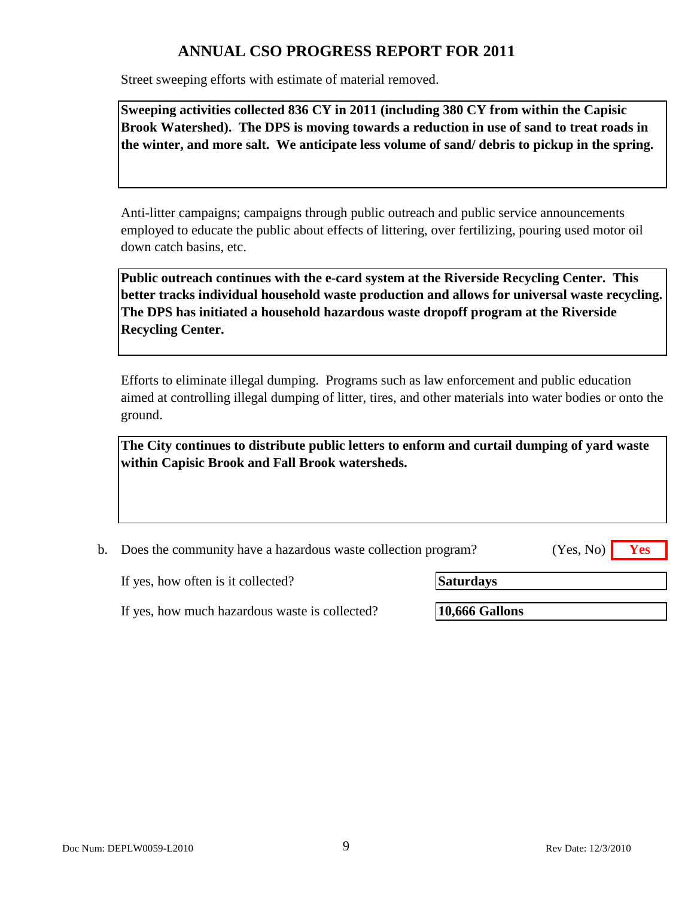# ANNUAL CSO PROGRESS REPORT FOR 2011

Street sweeping efforts with estimate of material removed.

**Sweeping activities collected 836 CY in 2011 (including 380 CY from within the Capisic Brook Watershed). The DPS is moving towards a reduction in use of sand to treat roads in the winter, and more salt. We anticipate less volume of sand/ debris to pickup in the spring.**

Anti-litter campaigns; campaigns through public outreach and public service announcements employed to educate the public about effects of littering, over fertilizing, pouring used motor oil down catch basins, etc.

**Public outreach continues with the e-card system at the Riverside Recycling Center. This better tracks individual household waste production and allows for universal waste recycling. The DPS has initiated a household hazardous waste dropoff program at the Riverside Recycling Center.**

Efforts to eliminate illegal dumping. Programs such as law enforcement and public education aimed at controlling illegal dumping of litter, tires, and other materials into water bodies or onto the ground.

**The City continues to distribute public letters to enform and curtail dumping of yard waste within Capisic Brook and Fall Brook watersheds.**

b. Does the community have a hazardous waste collection program? (Yes, No) **Yes**

If yes, how often is it collected? **Saturdays**

If yes, how much hazardous waste is collected? **10,666 Gallons**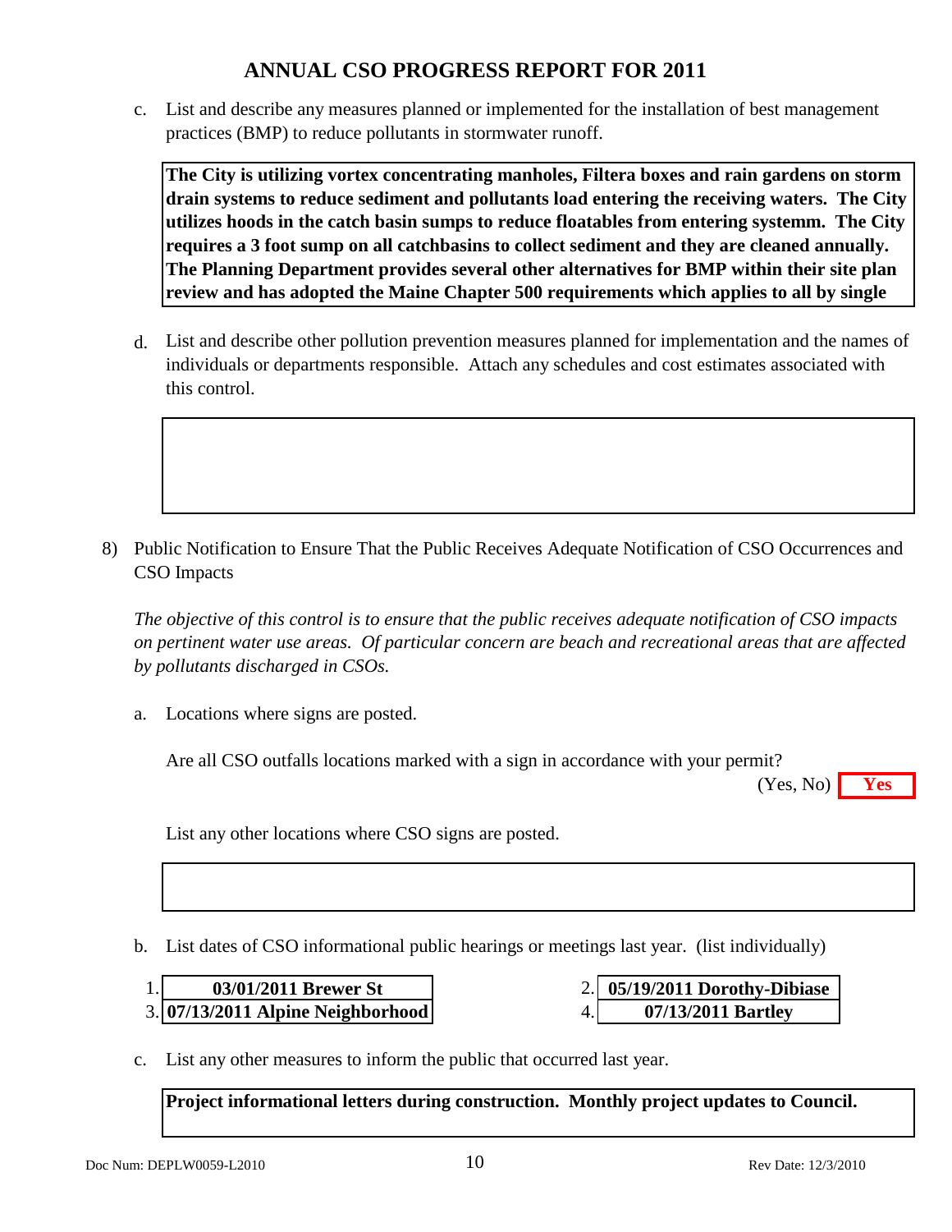# ANNUAL CSO PROGRESS REPORT FOR 2011

c. List and describe any measures planned or implemented for the installation of best management practices (BMP) to reduce pollutants in stormwater runoff.

**The City is utilizing vortex concentrating manholes, Filtera boxes and rain gardens on storm drain systems to reduce sediment and pollutants load entering the receiving waters. The City utilizes hoods in the catch basin sumps to reduce floatables from entering systemm. The City requires a 3 foot sump on all catchbasins to collect sediment and they are cleaned annually. The Planning Department provides several other alternatives for BMP within their site plan review and has adopted the Maine Chapter 500 requirements which applies to all by single**

d. List and describe other pollution prevention measures planned for implementation and the names of individuals or departments responsible. Attach any schedules and cost estimates associated with this control.

8) Public Notification to Ensure That the Public Receives Adequate Notification of CSO Occurrences and CSO Impacts

*The objective of this control is to ensure that the public receives adequate notification of CSO impacts on pertinent water use areas. Of particular concern are beach and recreational areas that are affected by pollutants discharged in CSOs.*

a. Locations where signs are posted.

Are all CSO outfalls locations marked with a sign in accordance with your permit? (Yes, No) **Yes**

List any other locations where CSO signs are posted.

b. List dates of CSO informational public hearings or meetings last year. (list individually)

1. **03/01/2011 Brewer St**
2. **05/19/2011 Dorothy-Dibiase**
3. **07/13/2011 Alpine Neighborhood**
4. **07/13/2011 Bartley**

c. List any other measures to inform the public that occurred last year.

**Project informational letters during construction. Monthly project updates to Council.**

Doc Num: DEPLW0059-L2010 Rev Date: 12/3/2010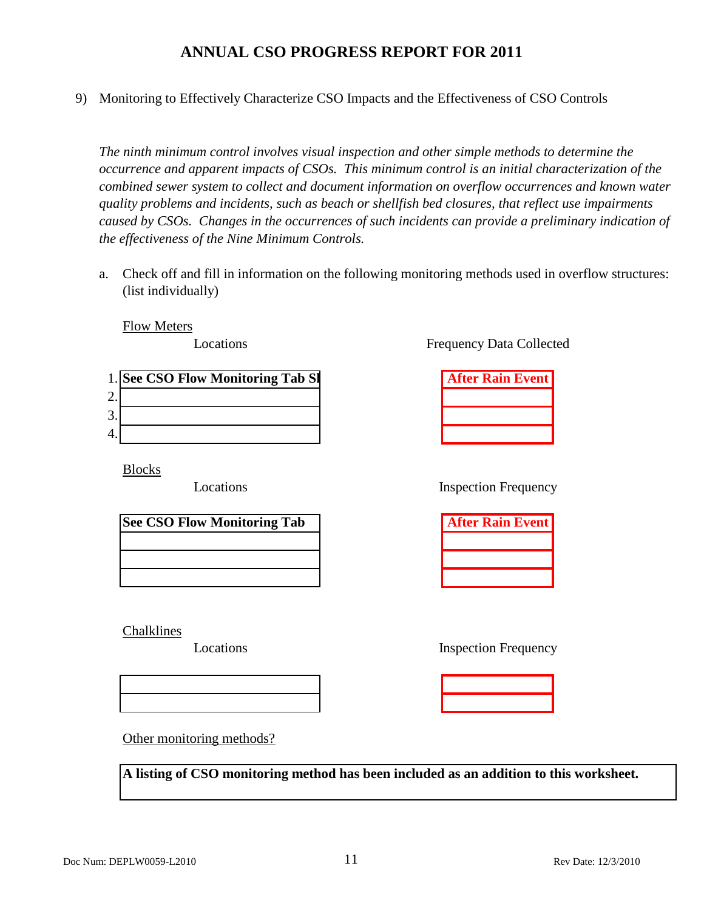# ANNUAL CSO PROGRESS REPORT FOR 2011

9) Monitoring to Effectively Characterize CSO Impacts and the Effectiveness of CSO Controls

*The ninth minimum control involves visual inspection and other simple methods to determine the occurrence and apparent impacts of CSOs. This minimum control is an initial characterization of the combined sewer system to collect and document information on overflow occurrences and known water quality problems and incidents, such as beach or shellfish bed closures, that reflect use impairments caused by CSOs. Changes in the occurrences of such incidents can provide a preliminary indication of the effectiveness of the Nine Minimum Controls.*

a. Check off and fill in information on the following monitoring methods used in overflow structures: (list individually)

Flow Meters

| | Locations | Frequency Data Collected |
|---|---|---|
| 1. | **See CSO Flow Monitoring Tab Sl** | **After Rain Event** |
| 2. | | |
| 3. | | |
| 4. | | |

Blocks

| Locations | Inspection Frequency |
|---|---|
| **See CSO Flow Monitoring Tab** | **After Rain Event** |
| | |
| | |
| | |

Chalklines

| Locations | Inspection Frequency |
|---|---|
| | |
| | |

Other monitoring methods?

**A listing of CSO monitoring method has been included as an addition to this worksheet.**

Doc Num: DEPLW0059-L2010 Rev Date: 12/3/2010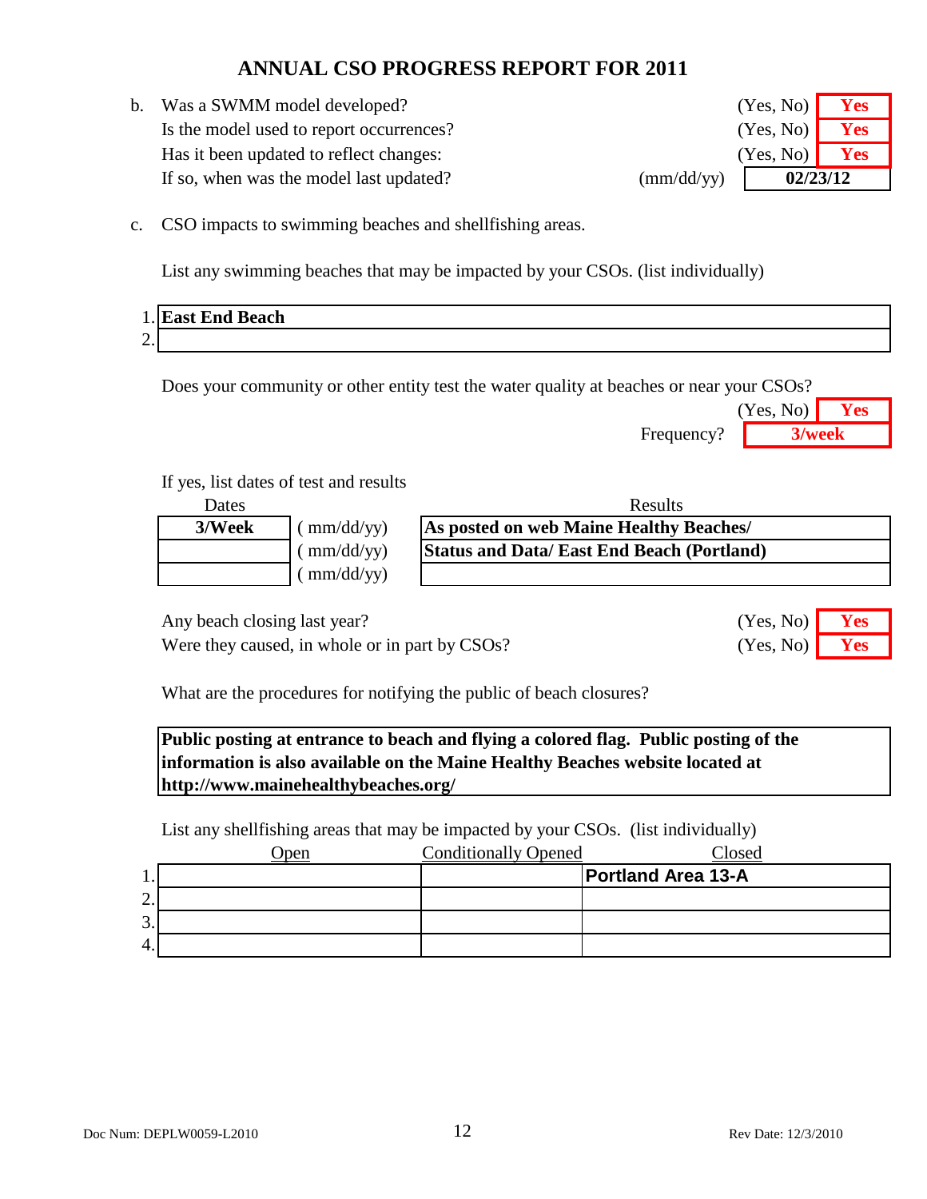# ANNUAL CSO PROGRESS REPORT FOR 2011

b. Was a SWMM model developed? (Yes, No) **Yes**

Is the model used to report occurrences? (Yes, No) **Yes**

Has it been updated to reflect changes: (Yes, No) **Yes**

If so, when was the model last updated? (mm/dd/yy) **02/23/12**

c. CSO impacts to swimming beaches and shellfishing areas.

List any swimming beaches that may be impacted by your CSOs. (list individually)

1. **East End Beach**
2. 

Does your community or other entity test the water quality at beaches or near your CSOs? (Yes, No) **Yes**

Frequency? **3/week**

If yes, list dates of test and results

| Dates | | Results |
|---|---|---|
| **3/Week** | ( mm/dd/yy) | **As posted on web Maine Healthy Beaches/** |
| | ( mm/dd/yy) | **Status and Data/ East End Beach (Portland)** |
| | ( mm/dd/yy) | |

Any beach closing last year? (Yes, No) **Yes**

Were they caused, in whole or in part by CSOs? (Yes, No) **Yes**

What are the procedures for notifying the public of beach closures?

**Public posting at entrance to beach and flying a colored flag. Public posting of the information is also available on the Maine Healthy Beaches website located at http://www.mainehealthybeaches.org/**

List any shellfishing areas that may be impacted by your CSOs. (list individually)

| | Open | Conditionally Opened | Closed |
|---|---|---|---|
| 1. | | | **Portland Area 13-A** |
| 2. | | | |
| 3. | | | |
| 4. | | | |

Doc Num: DEPLW0059-L2010 Rev Date: 12/3/2010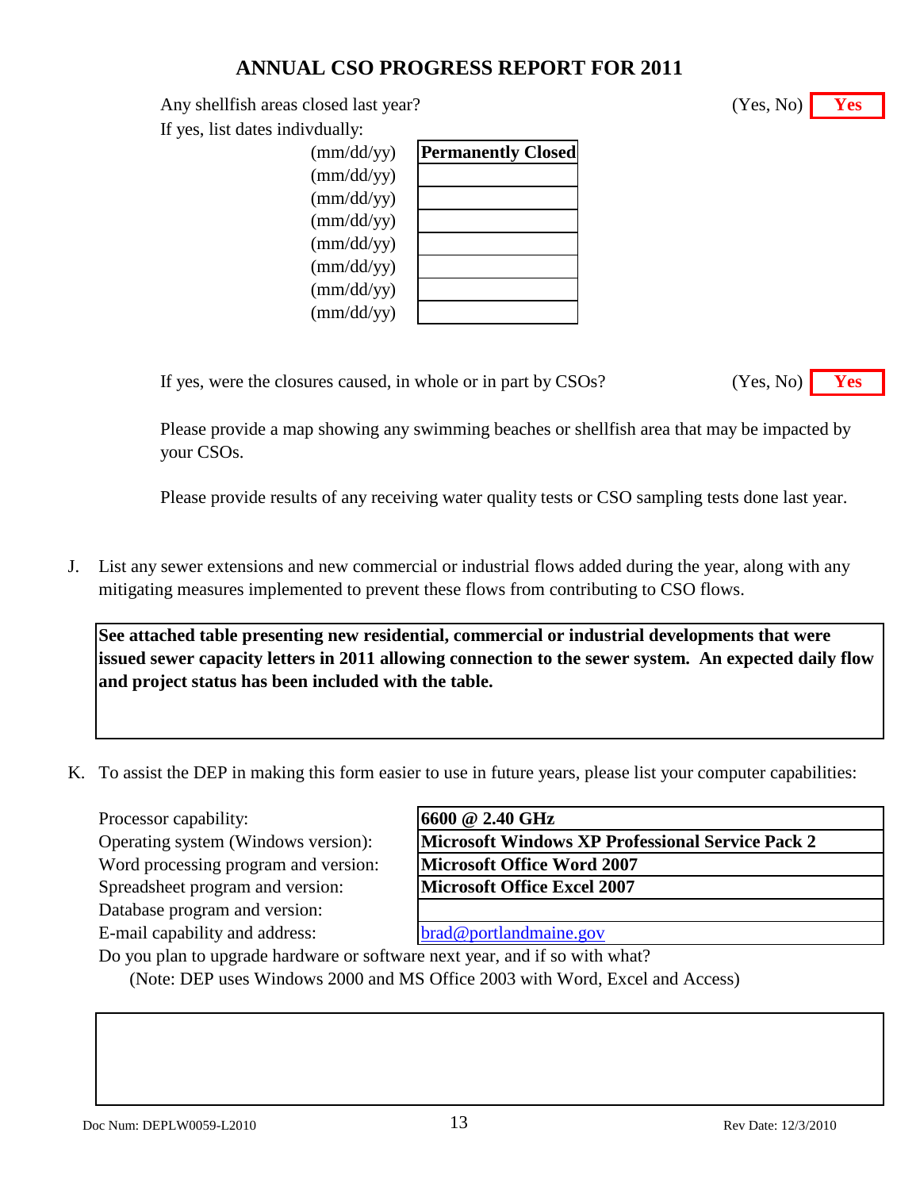## ANNUAL CSO PROGRESS REPORT FOR 2011

Any shellfish areas closed last year? (Yes, No) **Yes**

If yes, list dates indivdually:

| | |
|---|---|
| (mm/dd/yy) | **Permanently Closed** |
| (mm/dd/yy) | |
| (mm/dd/yy) | |
| (mm/dd/yy) | |
| (mm/dd/yy) | |
| (mm/dd/yy) | |
| (mm/dd/yy) | |
| (mm/dd/yy) | |

If yes, were the closures caused, in whole or in part by CSOs? (Yes, No) **Yes**

Please provide a map showing any swimming beaches or shellfish area that may be impacted by your CSOs.

Please provide results of any receiving water quality tests or CSO sampling tests done last year.

J. List any sewer extensions and new commercial or industrial flows added during the year, along with any mitigating measures implemented to prevent these flows from contributing to CSO flows.

**See attached table presenting new residential, commercial or industrial developments that were issued sewer capacity letters in 2011 allowing connection to the sewer system. An expected daily flow and project status has been included with the table.**

K. To assist the DEP in making this form easier to use in future years, please list your computer capabilities:

| | |
|---|---|
| Processor capability: | **6600 @ 2.40 GHz** |
| Operating system (Windows version): | **Microsoft Windows XP Professional Service Pack 2** |
| Word processing program and version: | **Microsoft Office Word 2007** |
| Spreadsheet program and version: | **Microsoft Office Excel 2007** |
| Database program and version: | |
| E-mail capability and address: | brad@portlandmaine.gov |

Do you plan to upgrade hardware or software next year, and if so with what?

(Note: DEP uses Windows 2000 and MS Office 2003 with Word, Excel and Access)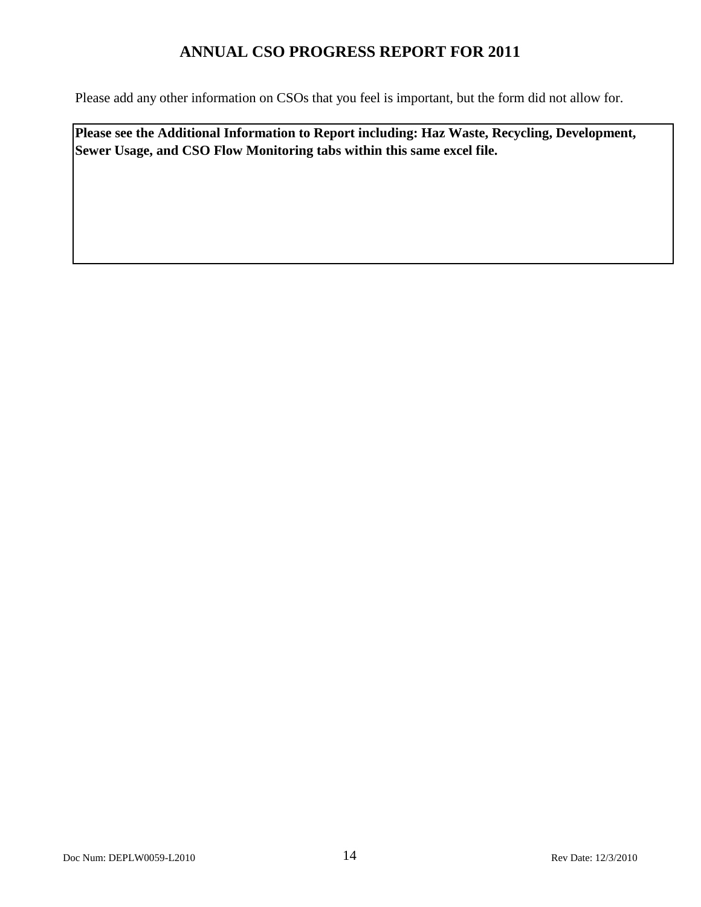# ANNUAL CSO PROGRESS REPORT FOR 2011

Please add any other information on CSOs that you feel is important, but the form did not allow for.

**Please see the Additional Information to Report including: Haz Waste, Recycling, Development, Sewer Usage, and CSO Flow Monitoring tabs within this same excel file.**

Doc Num: DEPLW0059-L2010

Rev Date: 12/3/2010